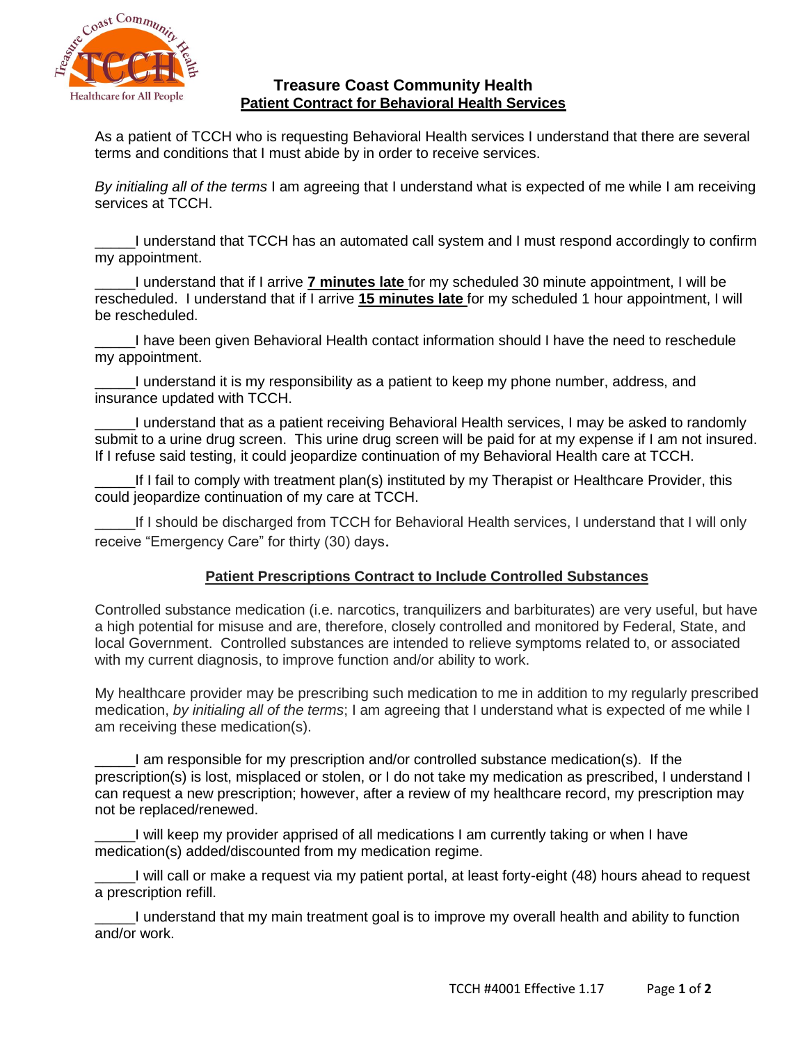# Treasure Coast Community Health

## Patient Contract for Behavioral Health Services

As a patient of TCCH who is requesting Behavioral Health services I understand that there are several terms and conditions that I must abide by in order to receive services.

*By initialing all of the terms* I am agreeing that I understand what is expected of me while I am receiving services at TCCH.

_____I understand that TCCH has an automated call system and I must respond accordingly to confirm my appointment.

_____I understand that if I arrive **7 minutes late** for my scheduled 30 minute appointment, I will be rescheduled. I understand that if I arrive **15 minutes late** for my scheduled 1 hour appointment, I will be rescheduled.

_____I have been given Behavioral Health contact information should I have the need to reschedule my appointment.

_____I understand it is my responsibility as a patient to keep my phone number, address, and insurance updated with TCCH.

_____I understand that as a patient receiving Behavioral Health services, I may be asked to randomly submit to a urine drug screen. This urine drug screen will be paid for at my expense if I am not insured. If I refuse said testing, it could jeopardize continuation of my Behavioral Health care at TCCH.

_____If I fail to comply with treatment plan(s) instituted by my Therapist or Healthcare Provider, this could jeopardize continuation of my care at TCCH.

_____If I should be discharged from TCCH for Behavioral Health services, I understand that I will only receive "Emergency Care" for thirty (30) days.

## Patient Prescriptions Contract to Include Controlled Substances

Controlled substance medication (i.e. narcotics, tranquilizers and barbiturates) are very useful, but have a high potential for misuse and are, therefore, closely controlled and monitored by Federal, State, and local Government. Controlled substances are intended to relieve symptoms related to, or associated with my current diagnosis, to improve function and/or ability to work.

My healthcare provider may be prescribing such medication to me in addition to my regularly prescribed medication, *by initialing all of the terms*; I am agreeing that I understand what is expected of me while I am receiving these medication(s).

_____I am responsible for my prescription and/or controlled substance medication(s). If the prescription(s) is lost, misplaced or stolen, or I do not take my medication as prescribed, I understand I can request a new prescription; however, after a review of my healthcare record, my prescription may not be replaced/renewed.

_____I will keep my provider apprised of all medications I am currently taking or when I have medication(s) added/discounted from my medication regime.

_____I will call or make a request via my patient portal, at least forty-eight (48) hours ahead to request a prescription refill.

_____I understand that my main treatment goal is to improve my overall health and ability to function and/or work.

TCCH #4001 Effective 1.17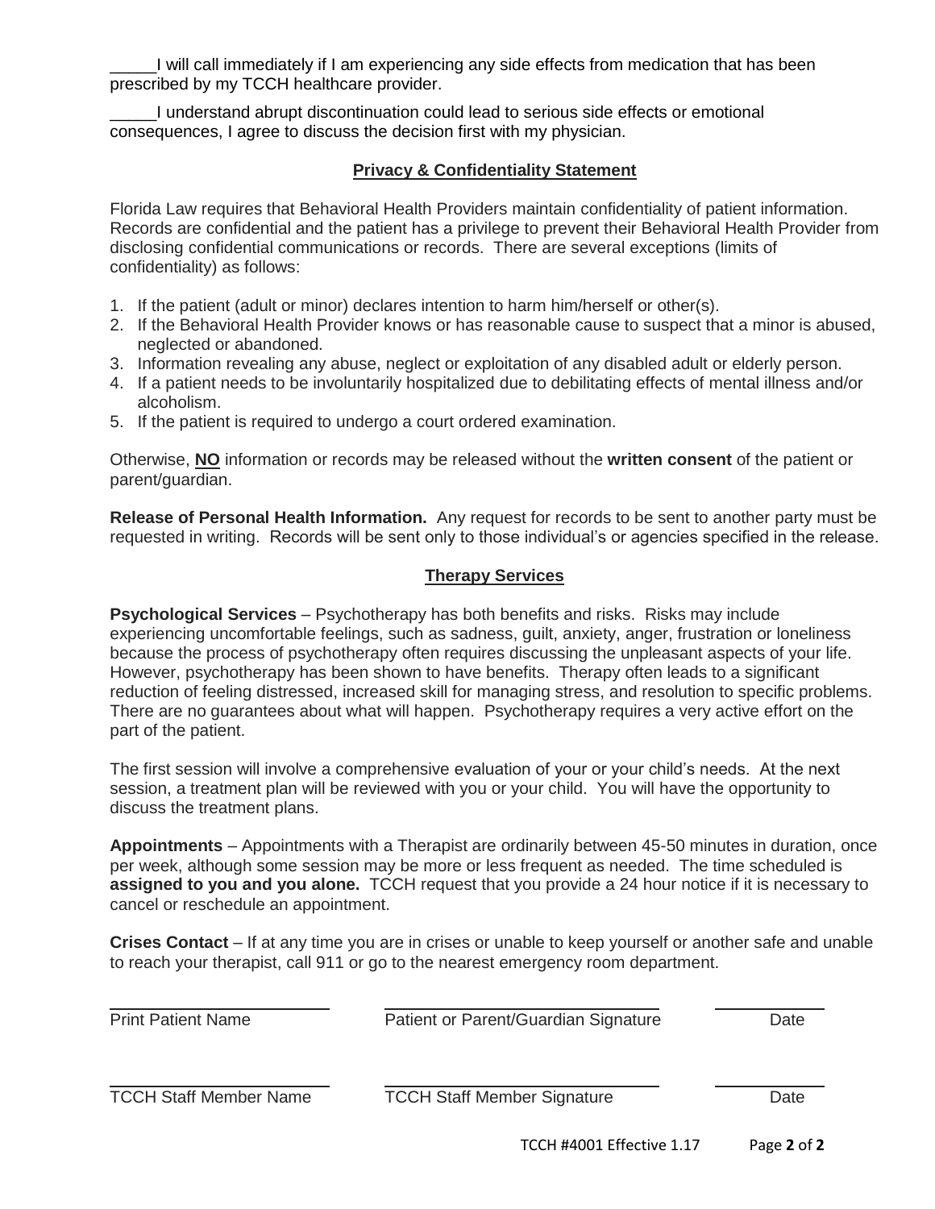_____I will call immediately if I am experiencing any side effects from medication that has been prescribed by my TCCH healthcare provider.

_____I understand abrupt discontinuation could lead to serious side effects or emotional consequences, I agree to discuss the decision first with my physician.

## Privacy & Confidentiality Statement

Florida Law requires that Behavioral Health Providers maintain confidentiality of patient information. Records are confidential and the patient has a privilege to prevent their Behavioral Health Provider from disclosing confidential communications or records. There are several exceptions (limits of confidentiality) as follows:

1. If the patient (adult or minor) declares intention to harm him/herself or other(s).
2. If the Behavioral Health Provider knows or has reasonable cause to suspect that a minor is abused, neglected or abandoned.
3. Information revealing any abuse, neglect or exploitation of any disabled adult or elderly person.
4. If a patient needs to be involuntarily hospitalized due to debilitating effects of mental illness and/or alcoholism.
5. If the patient is required to undergo a court ordered examination.

Otherwise, **NO** information or records may be released without the **written consent** of the patient or parent/guardian.

**Release of Personal Health Information.** Any request for records to be sent to another party must be requested in writing. Records will be sent only to those individual's or agencies specified in the release.

## Therapy Services

**Psychological Services** – Psychotherapy has both benefits and risks. Risks may include experiencing uncomfortable feelings, such as sadness, guilt, anxiety, anger, frustration or loneliness because the process of psychotherapy often requires discussing the unpleasant aspects of your life. However, psychotherapy has been shown to have benefits. Therapy often leads to a significant reduction of feeling distressed, increased skill for managing stress, and resolution to specific problems. There are no guarantees about what will happen. Psychotherapy requires a very active effort on the part of the patient.

The first session will involve a comprehensive evaluation of your or your child's needs. At the next session, a treatment plan will be reviewed with you or your child. You will have the opportunity to discuss the treatment plans.

**Appointments** – Appointments with a Therapist are ordinarily between 45-50 minutes in duration, once per week, although some session may be more or less frequent as needed. The time scheduled is **assigned to you and you alone.** TCCH request that you provide a 24 hour notice if it is necessary to cancel or reschedule an appointment.

**Crises Contact** – If at any time you are in crises or unable to keep yourself or another safe and unable to reach your therapist, call 911 or go to the nearest emergency room department.

| Print Patient Name | Patient or Parent/Guardian Signature | Date |
|---|---|---|
| TCCH Staff Member Name | TCCH Staff Member Signature | Date |

TCCH #4001 Effective 1.17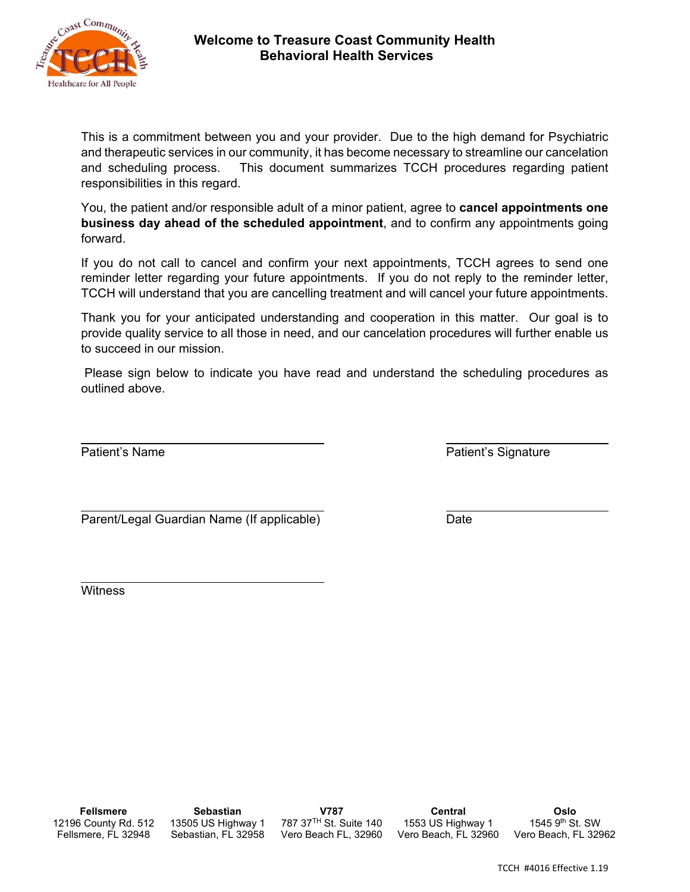# Welcome to Treasure Coast Community Health
## Behavioral Health Services

This is a commitment between you and your provider. Due to the high demand for Psychiatric and therapeutic services in our community, it has become necessary to streamline our cancelation and scheduling process. This document summarizes TCCH procedures regarding patient responsibilities in this regard.

You, the patient and/or responsible adult of a minor patient, agree to **cancel appointments one business day ahead of the scheduled appointment**, and to confirm any appointments going forward.

If you do not call to cancel and confirm your next appointments, TCCH agrees to send one reminder letter regarding your future appointments. If you do not reply to the reminder letter, TCCH will understand that you are cancelling treatment and will cancel your future appointments.

Thank you for your anticipated understanding and cooperation in this matter. Our goal is to provide quality service to all those in need, and our cancelation procedures will further enable us to succeed in our mission.

Please sign below to indicate you have read and understand the scheduling procedures as outlined above.

\_\_\_\_\_\_\_\_\_\_\_\_\_\_\_\_\_\_\_\_\_\_\_\_\_\_\_\_\_\_
Patient's Name

\_\_\_\_\_\_\_\_\_\_\_\_\_\_\_\_\_\_\_\_\_\_\_\_\_\_\_\_\_\_
Patient's Signature

\_\_\_\_\_\_\_\_\_\_\_\_\_\_\_\_\_\_\_\_\_\_\_\_\_\_\_\_\_\_
Parent/Legal Guardian Name (If applicable)

\_\_\_\_\_\_\_\_\_\_\_\_\_\_\_\_\_\_\_\_\_\_\_\_\_\_\_\_\_\_
Date

\_\_\_\_\_\_\_\_\_\_\_\_\_\_\_\_\_\_\_\_\_\_\_\_\_\_\_\_\_\_
Witness

| **Fellsmere** | **Sebastian** | **V787** | **Central** | **Oslo** |
|---|---|---|---|---|
| 12196 County Rd. 512 | 13505 US Highway 1 | 787 37TH St. Suite 140 | 1553 US Highway 1 | 1545 9th St. SW |
| Fellsmere, FL 32948 | Sebastian, FL 32958 | Vero Beach FL, 32960 | Vero Beach, FL 32960 | Vero Beach, FL 32962 |

TCCH #4016 Effective 1.19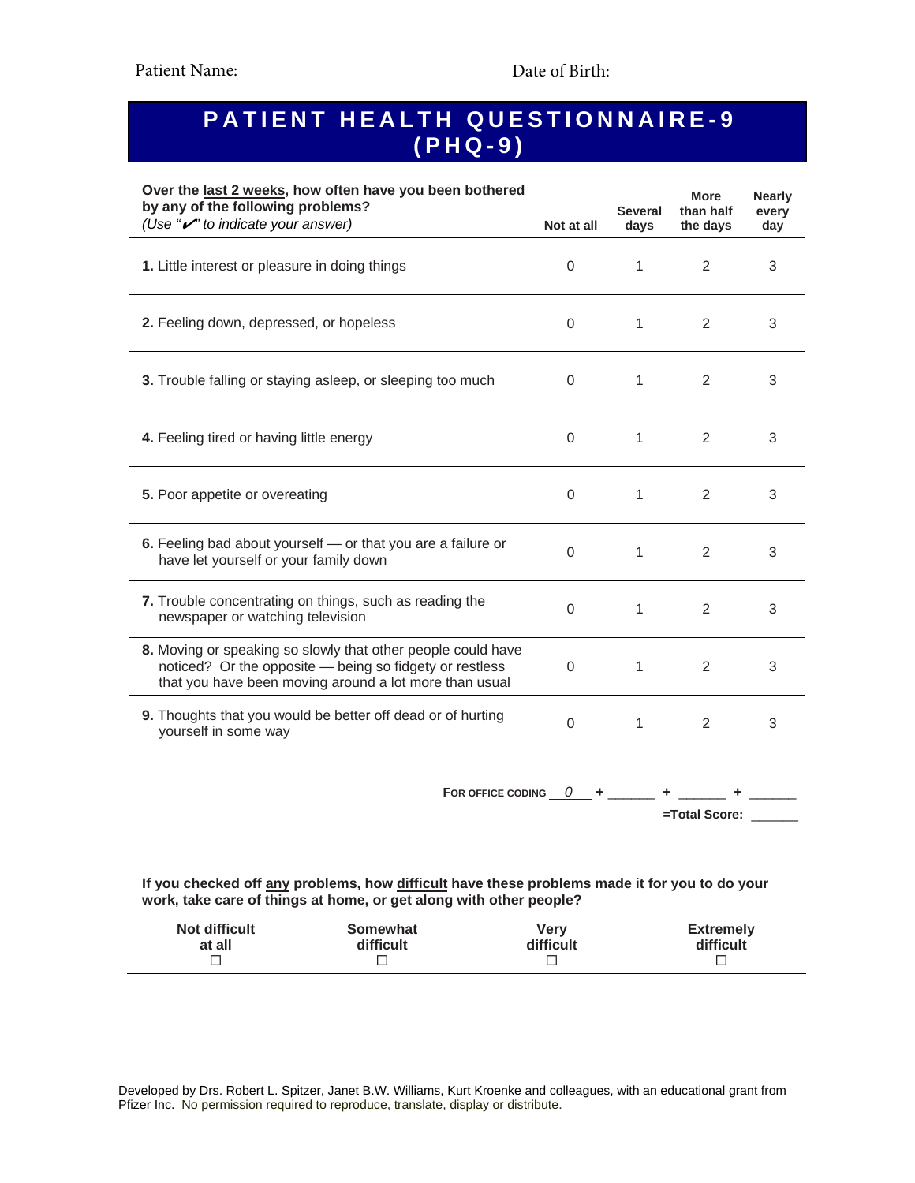Patient Name: Date of Birth:

# PATIENT HEALTH QUESTIONNAIRE-9 (PHQ-9)

| **Over the <u>last 2 weeks</u>, how often have you been bothered by any of the following problems?** *(Use "✔" to indicate your answer)* | **Not at all** | **Several days** | **More than half the days** | **Nearly every day** |
|---|---|---|---|---|
| **1.** Little interest or pleasure in doing things | 0 | 1 | 2 | 3 |
| **2.** Feeling down, depressed, or hopeless | 0 | 1 | 2 | 3 |
| **3.** Trouble falling or staying asleep, or sleeping too much | 0 | 1 | 2 | 3 |
| **4.** Feeling tired or having little energy | 0 | 1 | 2 | 3 |
| **5.** Poor appetite or overeating | 0 | 1 | 2 | 3 |
| **6.** Feeling bad about yourself — or that you are a failure or have let yourself or your family down | 0 | 1 | 2 | 3 |
| **7.** Trouble concentrating on things, such as reading the newspaper or watching television | 0 | 1 | 2 | 3 |
| **8.** Moving or speaking so slowly that other people could have noticed? Or the opposite — being so fidgety or restless that you have been moving around a lot more than usual | 0 | 1 | 2 | 3 |
| **9.** Thoughts that you would be better off dead or of hurting yourself in some way | 0 | 1 | 2 | 3 |

FOR OFFICE CODING ___0___ + ______ + ______ + ______

=Total Score: ______

**If you checked off <u>any</u> problems, how <u>difficult</u> have these problems made it for you to do your work, take care of things at home, or get along with other people?**

| Not difficult at all | Somewhat difficult | Very difficult | Extremely difficult |
|---|---|---|---|
| ☐ | ☐ | ☐ | ☐ |

Developed by Drs. Robert L. Spitzer, Janet B.W. Williams, Kurt Kroenke and colleagues, with an educational grant from Pfizer Inc. No permission required to reproduce, translate, display or distribute.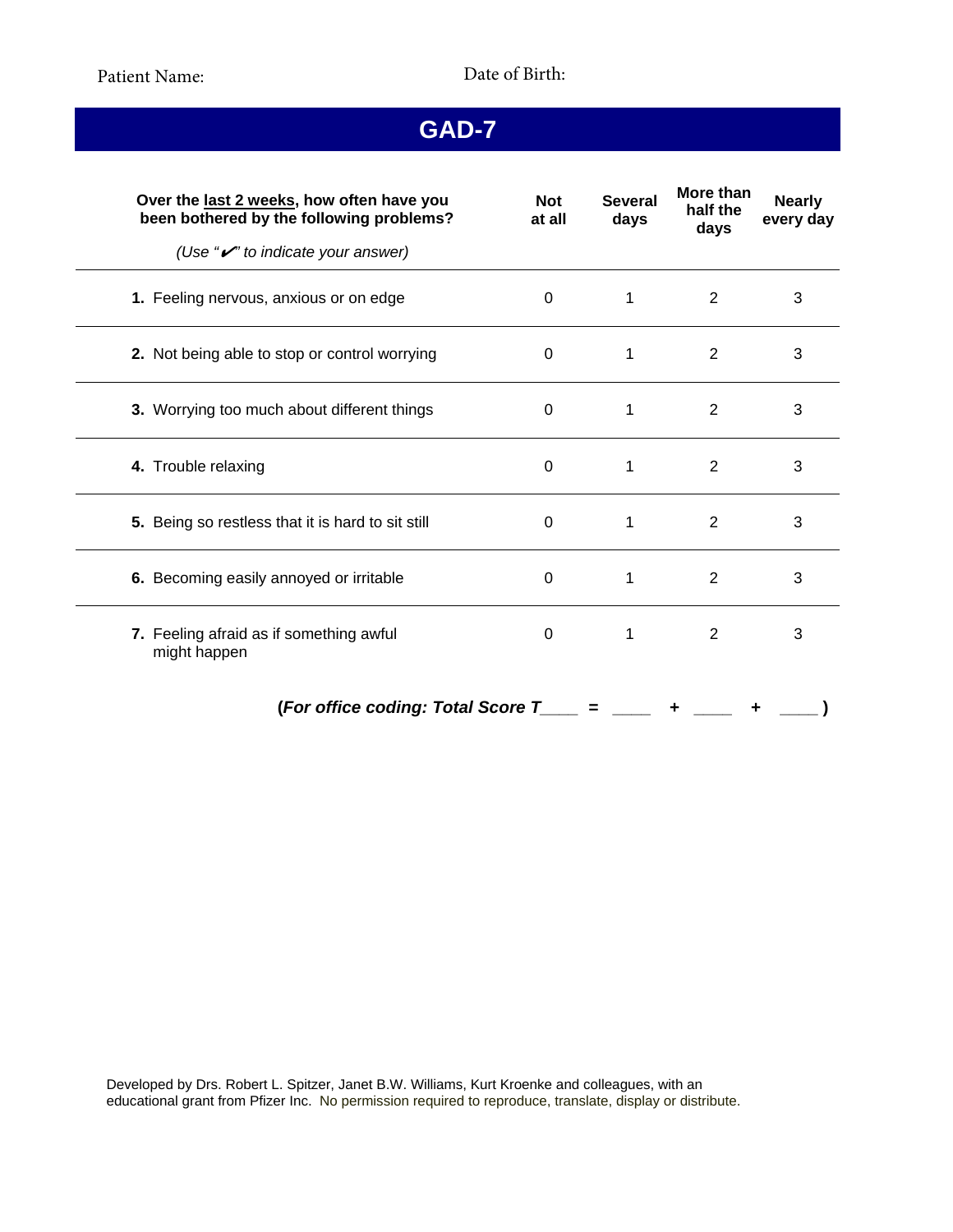Patient Name: Date of Birth:

# GAD-7

| **Over the last 2 weeks, how often have you been bothered by the following problems?** *(Use "✔" to indicate your answer)* | **Not at all** | **Several days** | **More than half the days** | **Nearly every day** |
|---|---|---|---|---|
| **1.** Feeling nervous, anxious or on edge | 0 | 1 | 2 | 3 |
| **2.** Not being able to stop or control worrying | 0 | 1 | 2 | 3 |
| **3.** Worrying too much about different things | 0 | 1 | 2 | 3 |
| **4.** Trouble relaxing | 0 | 1 | 2 | 3 |
| **5.** Being so restless that it is hard to sit still | 0 | 1 | 2 | 3 |
| **6.** Becoming easily annoyed or irritable | 0 | 1 | 2 | 3 |
| **7.** Feeling afraid as if something awful might happen | 0 | 1 | 2 | 3 |

**(*For office coding: Total Score T*____ = ____ + ____ + ____ )**

Developed by Drs. Robert L. Spitzer, Janet B.W. Williams, Kurt Kroenke and colleagues, with an educational grant from Pfizer Inc. No permission required to reproduce, translate, display or distribute.